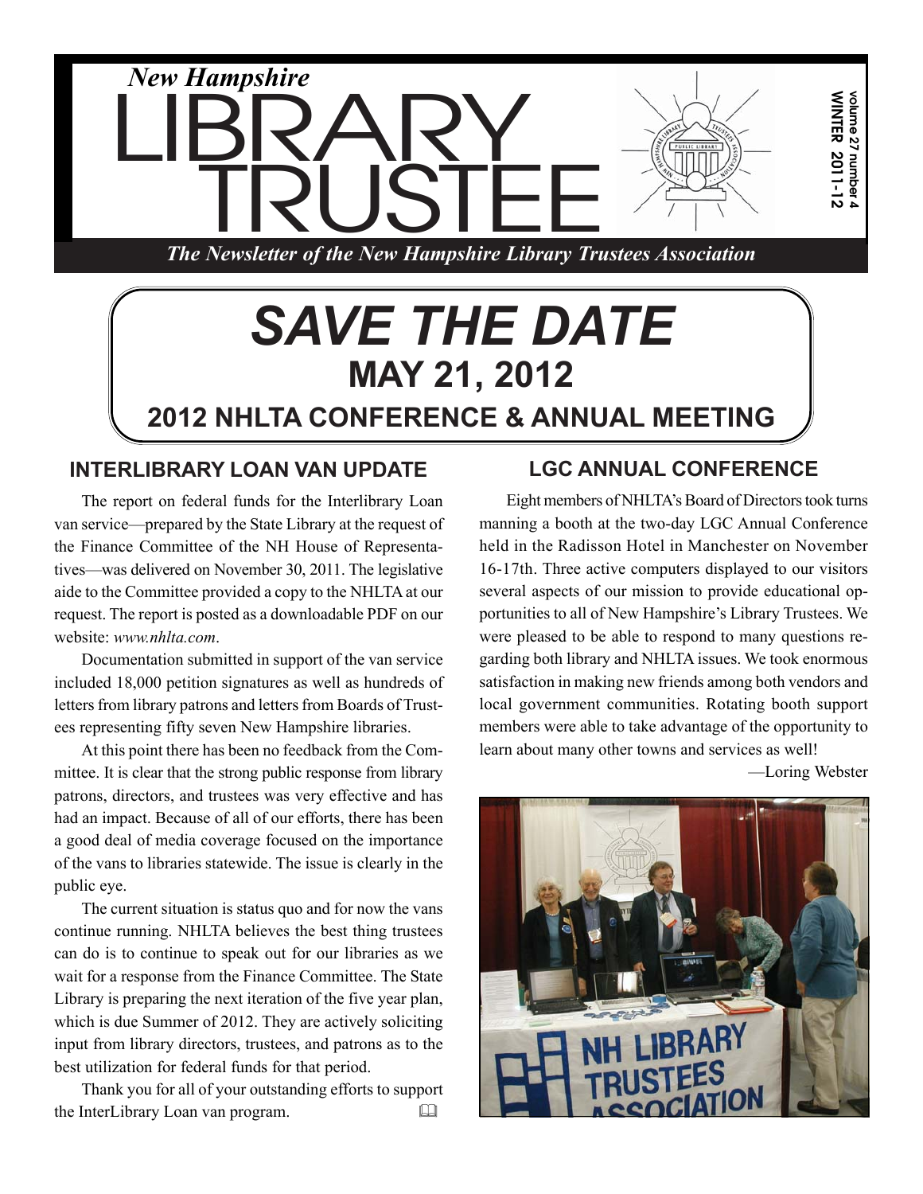# New Hampshire LIBRARY TRUSTEE

*The Newsletter of the New Hampshire Library Trustees Association*

volume 27 number 4
WINTER 2011-12

# *SAVE THE DATE*
## MAY 21, 2012
## 2012 NHLTA CONFERENCE & ANNUAL MEETING

## INTERLIBRARY LOAN VAN UPDATE

The report on federal funds for the Interlibrary Loan van service—prepared by the State Library at the request of the Finance Committee of the NH House of Representatives—was delivered on November 30, 2011. The legislative aide to the Committee provided a copy to the NHLTA at our request. The report is posted as a downloadable PDF on our website: *www.nhlta.com*.

Documentation submitted in support of the van service included 18,000 petition signatures as well as hundreds of letters from library patrons and letters from Boards of Trustees representing fifty seven New Hampshire libraries.

At this point there has been no feedback from the Committee. It is clear that the strong public response from library patrons, directors, and trustees was very effective and has had an impact. Because of all of our efforts, there has been a good deal of media coverage focused on the importance of the vans to libraries statewide. The issue is clearly in the public eye.

The current situation is status quo and for now the vans continue running. NHLTA believes the best thing trustees can do is to continue to speak out for our libraries as we wait for a response from the Finance Committee. The State Library is preparing the next iteration of the five year plan, which is due Summer of 2012. They are actively soliciting input from library directors, trustees, and patrons as to the best utilization for federal funds for that period.

Thank you for all of your outstanding efforts to support the InterLibrary Loan van program.

## LGC ANNUAL CONFERENCE

Eight members of NHLTA's Board of Directors took turns manning a booth at the two-day LGC Annual Conference held in the Radisson Hotel in Manchester on November 16-17th. Three active computers displayed to our visitors several aspects of our mission to provide educational opportunities to all of New Hampshire's Library Trustees. We were pleased to be able to respond to many questions regarding both library and NHLTA issues. We took enormous satisfaction in making new friends among both vendors and local government communities. Rotating booth support members were able to take advantage of the opportunity to learn about many other towns and services as well!

—Loring Webster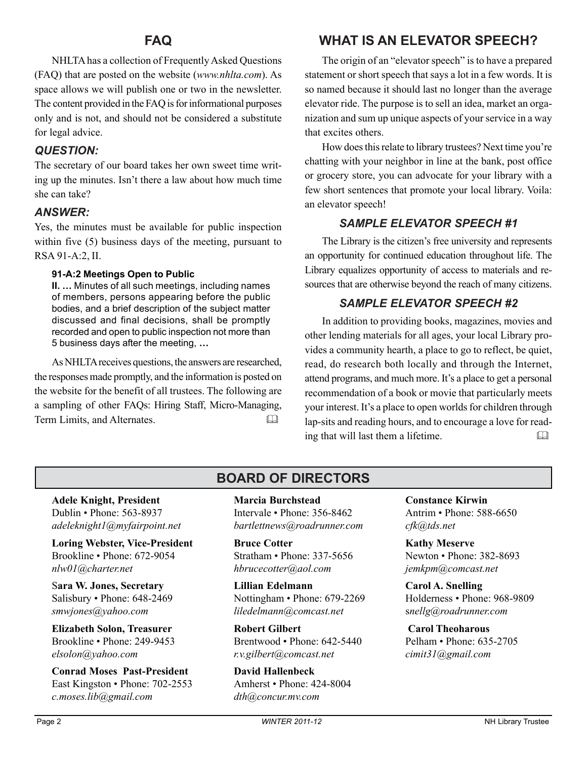## FAQ

NHLTA has a collection of Frequently Asked Questions (FAQ) that are posted on the website (*www.nhlta.com*). As space allows we will publish one or two in the newsletter. The content provided in the FAQ is for informational purposes only and is not, and should not be considered a substitute for legal advice.

### *QUESTION:*

The secretary of our board takes her own sweet time writing up the minutes. Isn't there a law about how much time she can take?

### *ANSWER:*

Yes, the minutes must be available for public inspection within five (5) business days of the meeting, pursuant to RSA 91-A:2, II.

> **91-A:2 Meetings Open to Public**
>
> **II. …** Minutes of all such meetings, including names of members, persons appearing before the public bodies, and a brief description of the subject matter discussed and final decisions, shall be promptly recorded and open to public inspection not more than 5 business days after the meeting, …

As NHLTA receives questions, the answers are researched, the responses made promptly, and the information is posted on the website for the benefit of all trustees. The following are a sampling of other FAQs: Hiring Staff, Micro-Managing, Term Limits, and Alternates.

## WHAT IS AN ELEVATOR SPEECH?

The origin of an "elevator speech" is to have a prepared statement or short speech that says a lot in a few words. It is so named because it should last no longer than the average elevator ride. The purpose is to sell an idea, market an organization and sum up unique aspects of your service in a way that excites others.

How does this relate to library trustees? Next time you're chatting with your neighbor in line at the bank, post office or grocery store, you can advocate for your library with a few short sentences that promote your local library. Voila: an elevator speech!

### *SAMPLE ELEVATOR SPEECH #1*

The Library is the citizen's free university and represents an opportunity for continued education throughout life. The Library equalizes opportunity of access to materials and resources that are otherwise beyond the reach of many citizens.

### *SAMPLE ELEVATOR SPEECH #2*

In addition to providing books, magazines, movies and other lending materials for all ages, your local Library provides a community hearth, a place to go to reflect, be quiet, read, do research both locally and through the Internet, attend programs, and much more. It's a place to get a personal recommendation of a book or movie that particularly meets your interest. It's a place to open worlds for children through lap-sits and reading hours, and to encourage a love for reading that will last them a lifetime.

## BOARD OF DIRECTORS

**Adele Knight, President**
Dublin • Phone: 563-8937
*adeleknight1@myfairpoint.net*

**Loring Webster, Vice-President**
Brookline • Phone: 672-9054
*nlw01@charter.net*

**Sara W. Jones, Secretary**
Salisbury • Phone: 648-2469
*smwjones@yahoo.com*

**Elizabeth Solon, Treasurer**
Brookline • Phone: 249-9453
*elsolon@yahoo.com*

**Conrad Moses Past-President**
East Kingston • Phone: 702-2553
*c.moses.lib@gmail.com*

**Marcia Burchstead**
Intervale • Phone: 356-8462
*bartlettnews@roadrunner.com*

**Bruce Cotter**
Stratham • Phone: 337-5656
*hbrucecotter@aol.com*

**Lillian Edelmann**
Nottingham • Phone: 679-2269
*liledelmann@comcast.net*

**Robert Gilbert**
Brentwood • Phone: 642-5440
*r.v.gilbert@comcast.net*

**David Hallenbeck**
Amherst • Phone: 424-8004
*dth@concur.mv.com*

**Constance Kirwin**
Antrim • Phone: 588-6650
*cfk@tds.net*

**Kathy Meserve**
Newton • Phone: 382-8693
*jemkpm@comcast.net*

**Carol A. Snelling**
Holderness • Phone: 968-9809
*snellg@roadrunner.com*

**Carol Theoharous**
Pelham • Phone: 635-2705
*cimit31@gmail.com*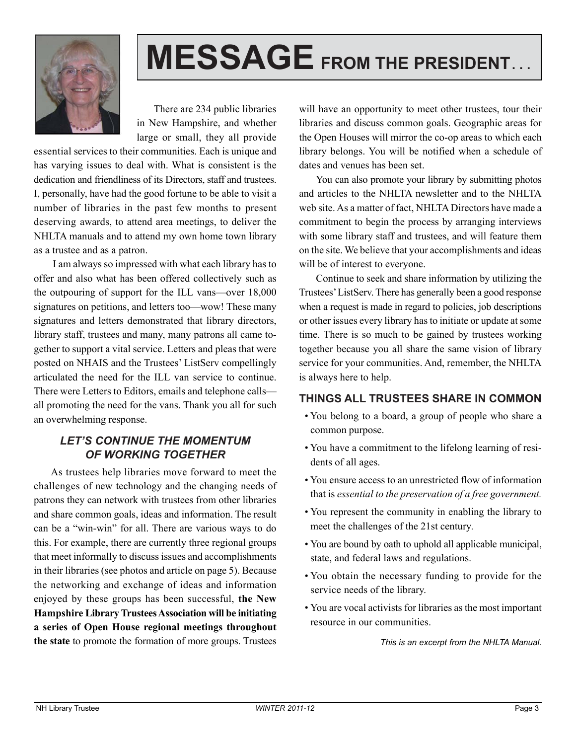# MESSAGE FROM THE PRESIDENT...

There are 234 public libraries in New Hampshire, and whether large or small, they all provide essential services to their communities. Each is unique and has varying issues to deal with. What is consistent is the dedication and friendliness of its Directors, staff and trustees. I, personally, have had the good fortune to be able to visit a number of libraries in the past few months to present deserving awards, to attend area meetings, to deliver the NHLTA manuals and to attend my own home town library as a trustee and as a patron.

I am always so impressed with what each library has to offer and also what has been offered collectively such as the outpouring of support for the ILL vans—over 18,000 signatures on petitions, and letters too—wow! These many signatures and letters demonstrated that library directors, library staff, trustees and many, many patrons all came together to support a vital service. Letters and pleas that were posted on NHAIS and the Trustees' ListServ compellingly articulated the need for the ILL van service to continue. There were Letters to Editors, emails and telephone calls—all promoting the need for the vans. Thank you all for such an overwhelming response.

### *LET'S CONTINUE THE MOMENTUM OF WORKING TOGETHER*

As trustees help libraries move forward to meet the challenges of new technology and the changing needs of patrons they can network with trustees from other libraries and share common goals, ideas and information. The result can be a "win-win" for all. There are various ways to do this. For example, there are currently three regional groups that meet informally to discuss issues and accomplishments in their libraries (see photos and article on page 5). Because the networking and exchange of ideas and information enjoyed by these groups has been successful, **the New Hampshire Library Trustees Association will be initiating a series of Open House regional meetings throughout the state** to promote the formation of more groups. Trustees will have an opportunity to meet other trustees, tour their libraries and discuss common goals. Geographic areas for the Open Houses will mirror the co-op areas to which each library belongs. You will be notified when a schedule of dates and venues has been set.

You can also promote your library by submitting photos and articles to the NHLTA newsletter and to the NHLTA web site. As a matter of fact, NHLTA Directors have made a commitment to begin the process by arranging interviews with some library staff and trustees, and will feature them on the site. We believe that your accomplishments and ideas will be of interest to everyone.

Continue to seek and share information by utilizing the Trustees' ListServ. There has generally been a good response when a request is made in regard to policies, job descriptions or other issues every library has to initiate or update at some time. There is so much to be gained by trustees working together because you all share the same vision of library service for your communities. And, remember, the NHLTA is always here to help.

### THINGS ALL TRUSTEES SHARE IN COMMON

- You belong to a board, a group of people who share a common purpose.
- You have a commitment to the lifelong learning of residents of all ages.
- You ensure access to an unrestricted flow of information that is *essential to the preservation of a free government.*
- You represent the community in enabling the library to meet the challenges of the 21st century.
- You are bound by oath to uphold all applicable municipal, state, and federal laws and regulations.
- You obtain the necessary funding to provide for the service needs of the library.
- You are vocal activists for libraries as the most important resource in our communities.

*This is an excerpt from the NHLTA Manual.*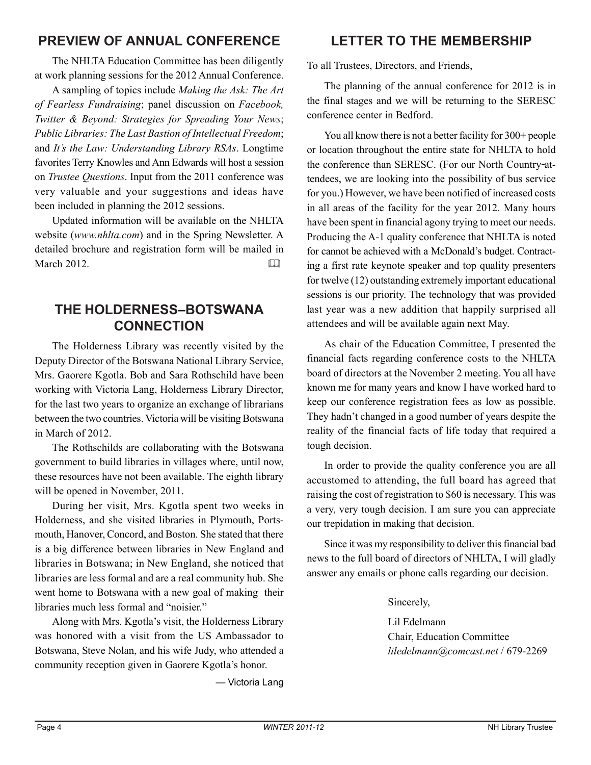## PREVIEW OF ANNUAL CONFERENCE

The NHLTA Education Committee has been diligently at work planning sessions for the 2012 Annual Conference.

A sampling of topics include *Making the Ask: The Art of Fearless Fundraising*; panel discussion on *Facebook, Twitter & Beyond: Strategies for Spreading Your News*; *Public Libraries: The Last Bastion of Intellectual Freedom*; and *It's the Law: Understanding Library RSAs*. Longtime favorites Terry Knowles and Ann Edwards will host a session on *Trustee Questions*. Input from the 2011 conference was very valuable and your suggestions and ideas have been included in planning the 2012 sessions.

Updated information will be available on the NHLTA website (*www.nhlta.com*) and in the Spring Newsletter. A detailed brochure and registration form will be mailed in March 2012.

## THE HOLDERNESS–BOTSWANA CONNECTION

The Holderness Library was recently visited by the Deputy Director of the Botswana National Library Service, Mrs. Gaorere Kgotla. Bob and Sara Rothschild have been working with Victoria Lang, Holderness Library Director, for the last two years to organize an exchange of librarians between the two countries. Victoria will be visiting Botswana in March of 2012.

The Rothschilds are collaborating with the Botswana government to build libraries in villages where, until now, these resources have not been available. The eighth library will be opened in November, 2011.

During her visit, Mrs. Kgotla spent two weeks in Holderness, and she visited libraries in Plymouth, Portsmouth, Hanover, Concord, and Boston. She stated that there is a big difference between libraries in New England and libraries in Botswana; in New England, she noticed that libraries are less formal and are a real community hub. She went home to Botswana with a new goal of making their libraries much less formal and "noisier."

Along with Mrs. Kgotla's visit, the Holderness Library was honored with a visit from the US Ambassador to Botswana, Steve Nolan, and his wife Judy, who attended a community reception given in Gaorere Kgotla's honor.

— Victoria Lang

## LETTER TO THE MEMBERSHIP

To all Trustees, Directors, and Friends,

The planning of the annual conference for 2012 is in the final stages and we will be returning to the SERESC conference center in Bedford.

You all know there is not a better facility for 300+ people or location throughout the entire state for NHLTA to hold the conference than SERESC. (For our North Country-attendees, we are looking into the possibility of bus service for you.) However, we have been notified of increased costs in all areas of the facility for the year 2012. Many hours have been spent in financial agony trying to meet our needs. Producing the A-1 quality conference that NHLTA is noted for cannot be achieved with a McDonald's budget. Contracting a first rate keynote speaker and top quality presenters for twelve (12) outstanding extremely important educational sessions is our priority. The technology that was provided last year was a new addition that happily surprised all attendees and will be available again next May.

As chair of the Education Committee, I presented the financial facts regarding conference costs to the NHLTA board of directors at the November 2 meeting. You all have known me for many years and know I have worked hard to keep our conference registration fees as low as possible. They hadn't changed in a good number of years despite the reality of the financial facts of life today that required a tough decision.

In order to provide the quality conference you are all accustomed to attending, the full board has agreed that raising the cost of registration to $60 is necessary. This was a very, very tough decision. I am sure you can appreciate our trepidation in making that decision.

Since it was my responsibility to deliver this financial bad news to the full board of directors of NHLTA, I will gladly answer any emails or phone calls regarding our decision.

Sincerely,

Lil Edelmann
Chair, Education Committee
*liledelmann@comcast.net* / 679-2269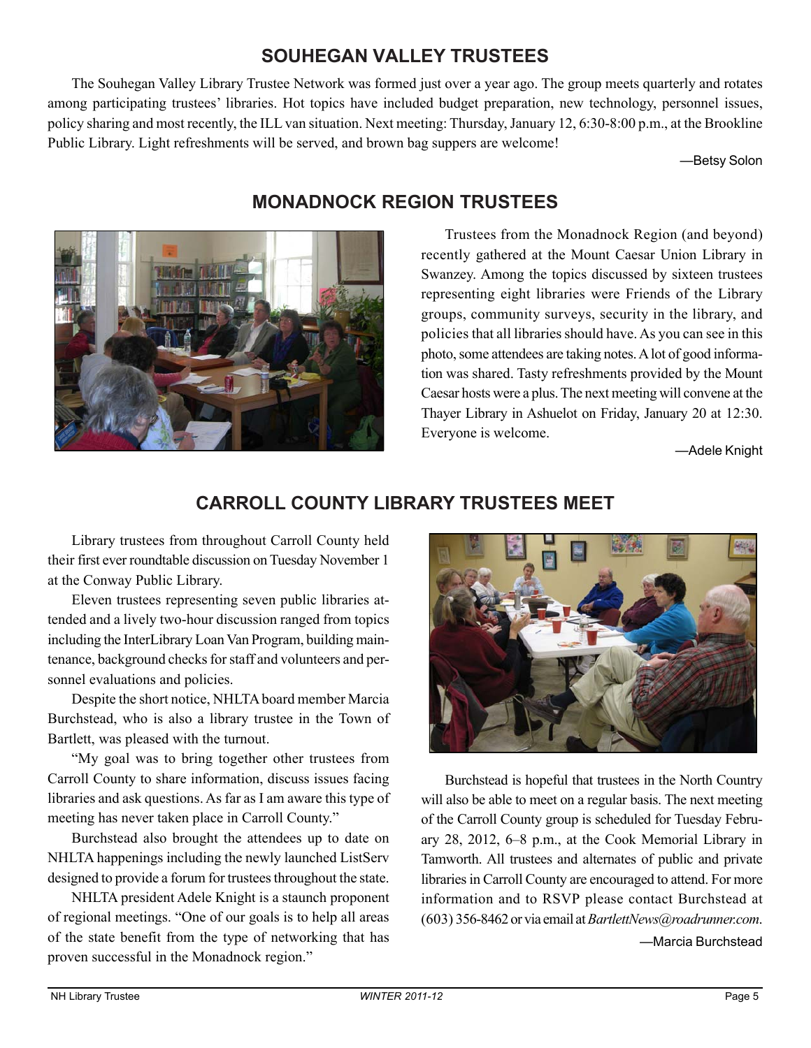## SOUHEGAN VALLEY TRUSTEES

The Souhegan Valley Library Trustee Network was formed just over a year ago. The group meets quarterly and rotates among participating trustees' libraries. Hot topics have included budget preparation, new technology, personnel issues, policy sharing and most recently, the ILL van situation. Next meeting: Thursday, January 12, 6:30-8:00 p.m., at the Brookline Public Library. Light refreshments will be served, and brown bag suppers are welcome!

—Betsy Solon

## MONADNOCK REGION TRUSTEES

Trustees from the Monadnock Region (and beyond) recently gathered at the Mount Caesar Union Library in Swanzey. Among the topics discussed by sixteen trustees representing eight libraries were Friends of the Library groups, community surveys, security in the library, and policies that all libraries should have. As you can see in this photo, some attendees are taking notes. A lot of good information was shared. Tasty refreshments provided by the Mount Caesar hosts were a plus. The next meeting will convene at the Thayer Library in Ashuelot on Friday, January 20 at 12:30. Everyone is welcome.

—Adele Knight

## CARROLL COUNTY LIBRARY TRUSTEES MEET

Library trustees from throughout Carroll County held their first ever roundtable discussion on Tuesday November 1 at the Conway Public Library.

Eleven trustees representing seven public libraries attended and a lively two-hour discussion ranged from topics including the InterLibrary Loan Van Program, building maintenance, background checks for staff and volunteers and personnel evaluations and policies.

Despite the short notice, NHLTA board member Marcia Burchstead, who is also a library trustee in the Town of Bartlett, was pleased with the turnout.

"My goal was to bring together other trustees from Carroll County to share information, discuss issues facing libraries and ask questions. As far as I am aware this type of meeting has never taken place in Carroll County."

Burchstead also brought the attendees up to date on NHLTA happenings including the newly launched ListServ designed to provide a forum for trustees throughout the state.

NHLTA president Adele Knight is a staunch proponent of regional meetings. "One of our goals is to help all areas of the state benefit from the type of networking that has proven successful in the Monadnock region."

Burchstead is hopeful that trustees in the North Country will also be able to meet on a regular basis. The next meeting of the Carroll County group is scheduled for Tuesday February 28, 2012, 6–8 p.m., at the Cook Memorial Library in Tamworth. All trustees and alternates of public and private libraries in Carroll County are encouraged to attend. For more information and to RSVP please contact Burchstead at (603) 356-8462 or via email at *BartlettNews@roadrunner.com*.

—Marcia Burchstead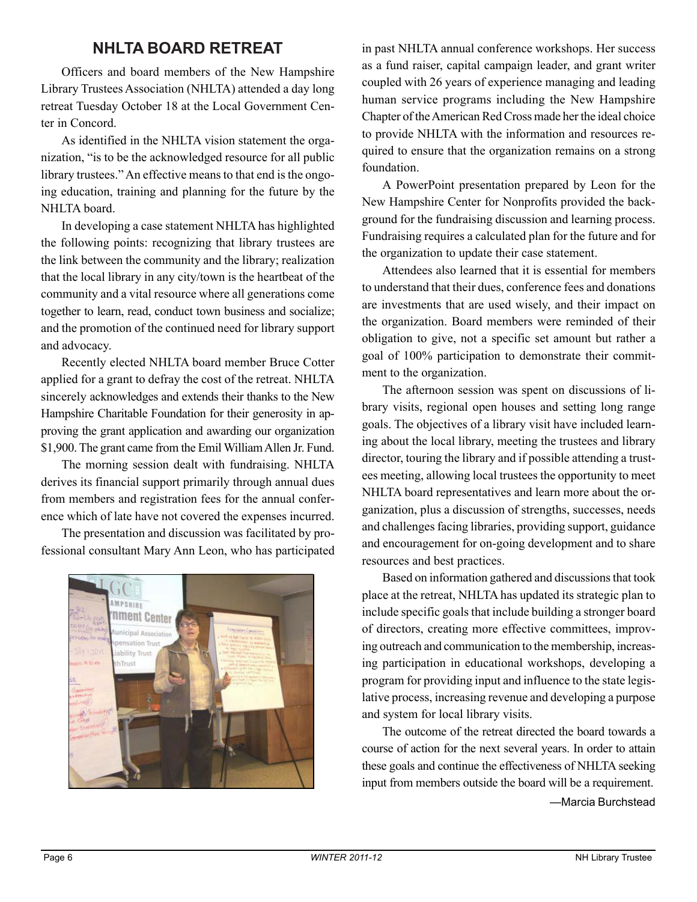# NHLTA BOARD RETREAT

Officers and board members of the New Hampshire Library Trustees Association (NHLTA) attended a day long retreat Tuesday October 18 at the Local Government Center in Concord.

As identified in the NHLTA vision statement the organization, "is to be the acknowledged resource for all public library trustees." An effective means to that end is the ongoing education, training and planning for the future by the NHLTA board.

In developing a case statement NHLTA has highlighted the following points: recognizing that library trustees are the link between the community and the library; realization that the local library in any city/town is the heartbeat of the community and a vital resource where all generations come together to learn, read, conduct town business and socialize; and the promotion of the continued need for library support and advocacy.

Recently elected NHLTA board member Bruce Cotter applied for a grant to defray the cost of the retreat. NHLTA sincerely acknowledges and extends their thanks to the New Hampshire Charitable Foundation for their generosity in approving the grant application and awarding our organization \$1,900. The grant came from the Emil William Allen Jr. Fund.

The morning session dealt with fundraising. NHLTA derives its financial support primarily through annual dues from members and registration fees for the annual conference which of late have not covered the expenses incurred.

The presentation and discussion was facilitated by professional consultant Mary Ann Leon, who has participated in past NHLTA annual conference workshops. Her success as a fund raiser, capital campaign leader, and grant writer coupled with 26 years of experience managing and leading human service programs including the New Hampshire Chapter of the American Red Cross made her the ideal choice to provide NHLTA with the information and resources required to ensure that the organization remains on a strong foundation.

A PowerPoint presentation prepared by Leon for the New Hampshire Center for Nonprofits provided the background for the fundraising discussion and learning process. Fundraising requires a calculated plan for the future and for the organization to update their case statement.

Attendees also learned that it is essential for members to understand that their dues, conference fees and donations are investments that are used wisely, and their impact on the organization. Board members were reminded of their obligation to give, not a specific set amount but rather a goal of 100% participation to demonstrate their commitment to the organization.

The afternoon session was spent on discussions of library visits, regional open houses and setting long range goals. The objectives of a library visit have included learning about the local library, meeting the trustees and library director, touring the library and if possible attending a trustees meeting, allowing local trustees the opportunity to meet NHLTA board representatives and learn more about the organization, plus a discussion of strengths, successes, needs and challenges facing libraries, providing support, guidance and encouragement for on-going development and to share resources and best practices.

Based on information gathered and discussions that took place at the retreat, NHLTA has updated its strategic plan to include specific goals that include building a stronger board of directors, creating more effective committees, improving outreach and communication to the membership, increasing participation in educational workshops, developing a program for providing input and influence to the state legislative process, increasing revenue and developing a purpose and system for local library visits.

The outcome of the retreat directed the board towards a course of action for the next several years. In order to attain these goals and continue the effectiveness of NHLTA seeking input from members outside the board will be a requirement.

—Marcia Burchstead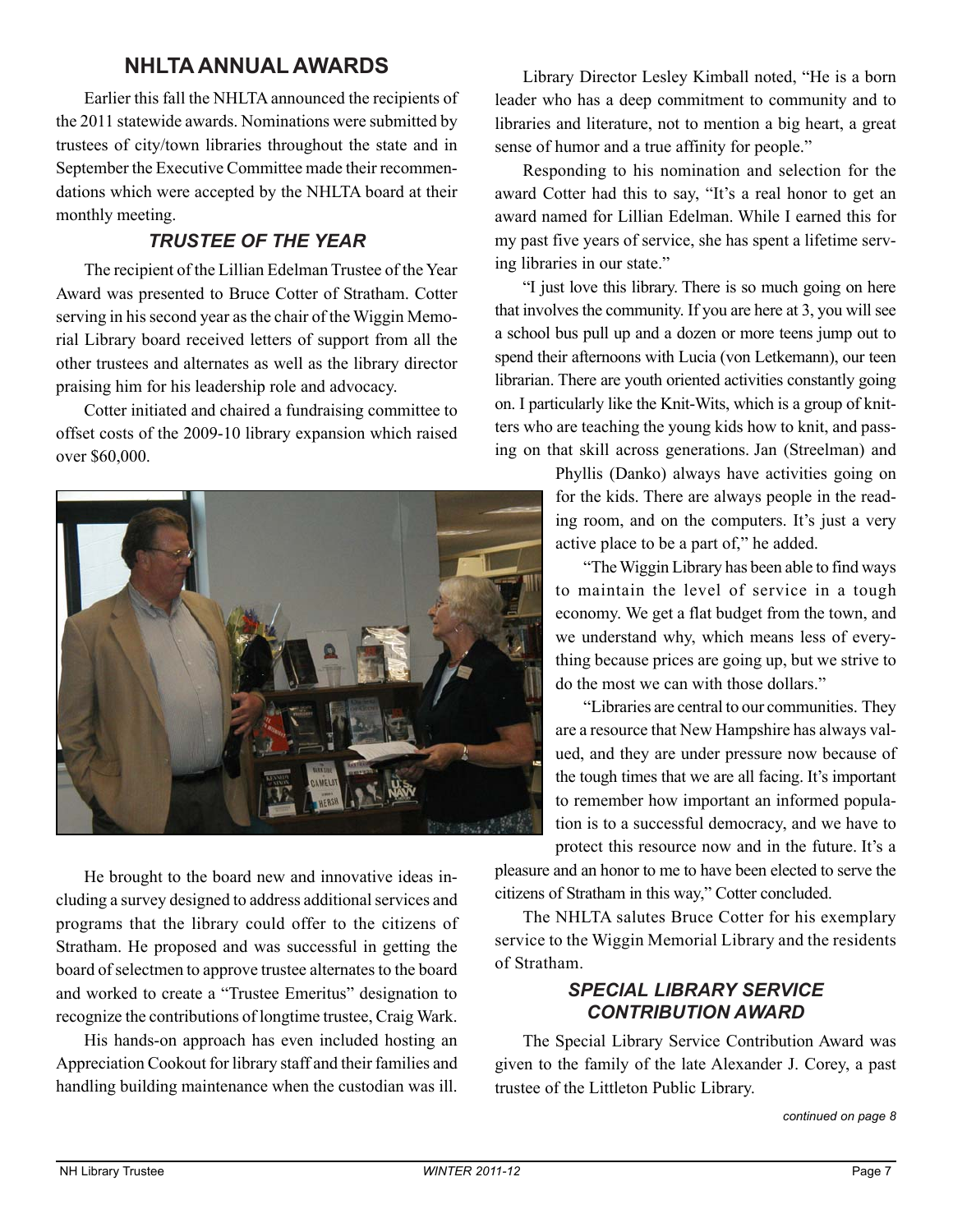## NHLTA ANNUAL AWARDS

Earlier this fall the NHLTA announced the recipients of the 2011 statewide awards. Nominations were submitted by trustees of city/town libraries throughout the state and in September the Executive Committee made their recommendations which were accepted by the NHLTA board at their monthly meeting.

### *TRUSTEE OF THE YEAR*

The recipient of the Lillian Edelman Trustee of the Year Award was presented to Bruce Cotter of Stratham. Cotter serving in his second year as the chair of the Wiggin Memorial Library board received letters of support from all the other trustees and alternates as well as the library director praising him for his leadership role and advocacy.

Cotter initiated and chaired a fundraising committee to offset costs of the 2009-10 library expansion which raised over $60,000.

He brought to the board new and innovative ideas including a survey designed to address additional services and programs that the library could offer to the citizens of Stratham. He proposed and was successful in getting the board of selectmen to approve trustee alternates to the board and worked to create a "Trustee Emeritus" designation to recognize the contributions of longtime trustee, Craig Wark.

His hands-on approach has even included hosting an Appreciation Cookout for library staff and their families and handling building maintenance when the custodian was ill.

Library Director Lesley Kimball noted, "He is a born leader who has a deep commitment to community and to libraries and literature, not to mention a big heart, a great sense of humor and a true affinity for people."

Responding to his nomination and selection for the award Cotter had this to say, "It's a real honor to get an award named for Lillian Edelman. While I earned this for my past five years of service, she has spent a lifetime serving libraries in our state."

"I just love this library. There is so much going on here that involves the community. If you are here at 3, you will see a school bus pull up and a dozen or more teens jump out to spend their afternoons with Lucia (von Letkemann), our teen librarian. There are youth oriented activities constantly going on. I particularly like the Knit-Wits, which is a group of knitters who are teaching the young kids how to knit, and passing on that skill across generations. Jan (Streelman) and Phyllis (Danko) always have activities going on for the kids. There are always people in the reading room, and on the computers. It's just a very active place to be a part of," he added.

"The Wiggin Library has been able to find ways to maintain the level of service in a tough economy. We get a flat budget from the town, and we understand why, which means less of everything because prices are going up, but we strive to do the most we can with those dollars."

"Libraries are central to our communities. They are a resource that New Hampshire has always valued, and they are under pressure now because of the tough times that we are all facing. It's important to remember how important an informed population is to a successful democracy, and we have to protect this resource now and in the future. It's a pleasure and an honor to me to have been elected to serve the citizens of Stratham in this way," Cotter concluded.

The NHLTA salutes Bruce Cotter for his exemplary service to the Wiggin Memorial Library and the residents of Stratham.

### *SPECIAL LIBRARY SERVICE CONTRIBUTION AWARD*

The Special Library Service Contribution Award was given to the family of the late Alexander J. Corey, a past trustee of the Littleton Public Library.

*continued on page 8*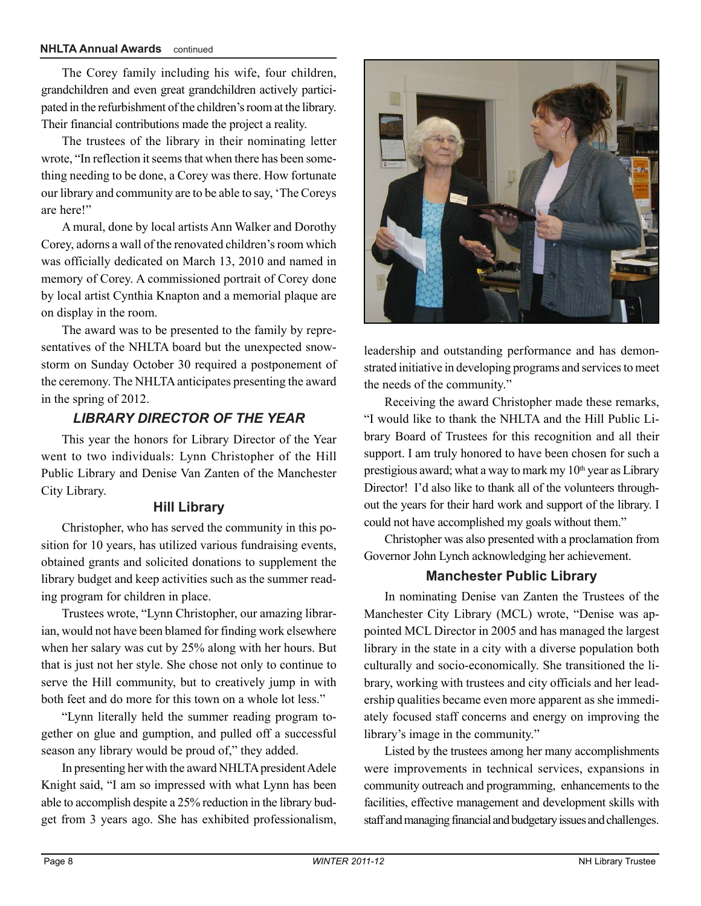The Corey family including his wife, four children, grandchildren and even great grandchildren actively participated in the refurbishment of the children's room at the library. Their financial contributions made the project a reality.

The trustees of the library in their nominating letter wrote, "In reflection it seems that when there has been something needing to be done, a Corey was there. How fortunate our library and community are to be able to say, 'The Coreys are here!"

A mural, done by local artists Ann Walker and Dorothy Corey, adorns a wall of the renovated children's room which was officially dedicated on March 13, 2010 and named in memory of Corey. A commissioned portrait of Corey done by local artist Cynthia Knapton and a memorial plaque are on display in the room.

The award was to be presented to the family by representatives of the NHLTA board but the unexpected snowstorm on Sunday October 30 required a postponement of the ceremony. The NHLTA anticipates presenting the award in the spring of 2012.

## *LIBRARY DIRECTOR OF THE YEAR*

This year the honors for Library Director of the Year went to two individuals: Lynn Christopher of the Hill Public Library and Denise Van Zanten of the Manchester City Library.

### Hill Library

Christopher, who has served the community in this position for 10 years, has utilized various fundraising events, obtained grants and solicited donations to supplement the library budget and keep activities such as the summer reading program for children in place.

Trustees wrote, "Lynn Christopher, our amazing librarian, would not have been blamed for finding work elsewhere when her salary was cut by 25% along with her hours. But that is just not her style. She chose not only to continue to serve the Hill community, but to creatively jump in with both feet and do more for this town on a whole lot less."

"Lynn literally held the summer reading program together on glue and gumption, and pulled off a successful season any library would be proud of," they added.

In presenting her with the award NHLTA president Adele Knight said, "I am so impressed with what Lynn has been able to accomplish despite a 25% reduction in the library budget from 3 years ago. She has exhibited professionalism, leadership and outstanding performance and has demonstrated initiative in developing programs and services to meet the needs of the community."

Receiving the award Christopher made these remarks, "I would like to thank the NHLTA and the Hill Public Library Board of Trustees for this recognition and all their support. I am truly honored to have been chosen for such a prestigious award; what a way to mark my 10th year as Library Director! I'd also like to thank all of the volunteers throughout the years for their hard work and support of the library. I could not have accomplished my goals without them."

Christopher was also presented with a proclamation from Governor John Lynch acknowledging her achievement.

### Manchester Public Library

In nominating Denise van Zanten the Trustees of the Manchester City Library (MCL) wrote, "Denise was appointed MCL Director in 2005 and has managed the largest library in the state in a city with a diverse population both culturally and socio-economically. She transitioned the library, working with trustees and city officials and her leadership qualities became even more apparent as she immediately focused staff concerns and energy on improving the library's image in the community."

Listed by the trustees among her many accomplishments were improvements in technical services, expansions in community outreach and programming, enhancements to the facilities, effective management and development skills with staff and managing financial and budgetary issues and challenges.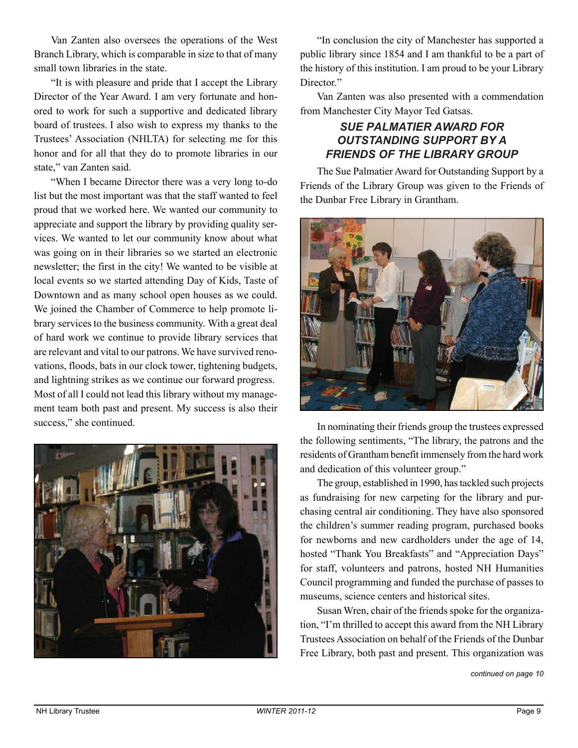Van Zanten also oversees the operations of the West Branch Library, which is comparable in size to that of many small town libraries in the state.

"It is with pleasure and pride that I accept the Library Director of the Year Award. I am very fortunate and honored to work for such a supportive and dedicated library board of trustees. I also wish to express my thanks to the Trustees' Association (NHLTA) for selecting me for this honor and for all that they do to promote libraries in our state," van Zanten said.

"When I became Director there was a very long to-do list but the most important was that the staff wanted to feel proud that we worked here. We wanted our community to appreciate and support the library by providing quality services. We wanted to let our community know about what was going on in their libraries so we started an electronic newsletter; the first in the city! We wanted to be visible at local events so we started attending Day of Kids, Taste of Downtown and as many school open houses as we could. We joined the Chamber of Commerce to help promote library services to the business community. With a great deal of hard work we continue to provide library services that are relevant and vital to our patrons. We have survived renovations, floods, bats in our clock tower, tightening budgets, and lightning strikes as we continue our forward progress. Most of all I could not lead this library without my management team both past and present. My success is also their success," she continued.

"In conclusion the city of Manchester has supported a public library since 1854 and I am thankful to be a part of the history of this institution. I am proud to be your Library Director."

Van Zanten was also presented with a commendation from Manchester City Mayor Ted Gatsas.

### *SUE PALMATIER AWARD FOR OUTSTANDING SUPPORT BY A FRIENDS OF THE LIBRARY GROUP*

The Sue Palmatier Award for Outstanding Support by a Friends of the Library Group was given to the Friends of the Dunbar Free Library in Grantham.

In nominating their friends group the trustees expressed the following sentiments, "The library, the patrons and the residents of Grantham benefit immensely from the hard work and dedication of this volunteer group."

The group, established in 1990, has tackled such projects as fundraising for new carpeting for the library and purchasing central air conditioning. They have also sponsored the children's summer reading program, purchased books for newborns and new cardholders under the age of 14, hosted "Thank You Breakfasts" and "Appreciation Days" for staff, volunteers and patrons, hosted NH Humanities Council programming and funded the purchase of passes to museums, science centers and historical sites.

Susan Wren, chair of the friends spoke for the organization, "I'm thrilled to accept this award from the NH Library Trustees Association on behalf of the Friends of the Dunbar Free Library, both past and present. This organization was

*continued on page 10*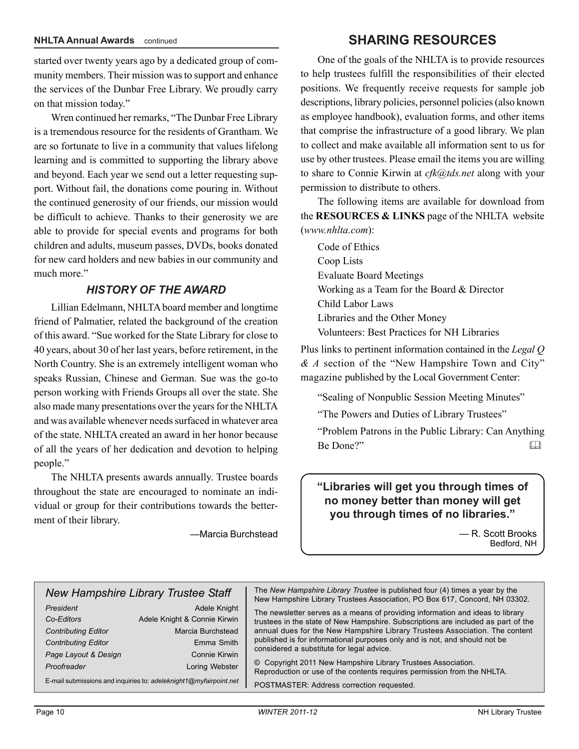**NHLTA Annual Awards** continued

started over twenty years ago by a dedicated group of community members. Their mission was to support and enhance the services of the Dunbar Free Library. We proudly carry on that mission today."

Wren continued her remarks, "The Dunbar Free Library is a tremendous resource for the residents of Grantham. We are so fortunate to live in a community that values lifelong learning and is committed to supporting the library above and beyond. Each year we send out a letter requesting support. Without fail, the donations come pouring in. Without the continued generosity of our friends, our mission would be difficult to achieve. Thanks to their generosity we are able to provide for special events and programs for both children and adults, museum passes, DVDs, books donated for new card holders and new babies in our community and much more."

### *HISTORY OF THE AWARD*

Lillian Edelmann, NHLTA board member and longtime friend of Palmatier, related the background of the creation of this award. "Sue worked for the State Library for close to 40 years, about 30 of her last years, before retirement, in the North Country. She is an extremely intelligent woman who speaks Russian, Chinese and German. Sue was the go-to person working with Friends Groups all over the state. She also made many presentations over the years for the NHLTA and was available whenever needs surfaced in whatever area of the state. NHLTA created an award in her honor because of all the years of her dedication and devotion to helping people."

The NHLTA presents awards annually. Trustee boards throughout the state are encouraged to nominate an individual or group for their contributions towards the betterment of their library.

—Marcia Burchstead

## SHARING RESOURCES

One of the goals of the NHLTA is to provide resources to help trustees fulfill the responsibilities of their elected positions. We frequently receive requests for sample job descriptions, library policies, personnel policies (also known as employee handbook), evaluation forms, and other items that comprise the infrastructure of a good library. We plan to collect and make available all information sent to us for use by other trustees. Please email the items you are willing to share to Connie Kirwin at *cfk@tds.net* along with your permission to distribute to others.

The following items are available for download from the **RESOURCES & LINKS** page of the NHLTA website (*www.nhlta.com*):

Code of Ethics
Coop Lists
Evaluate Board Meetings
Working as a Team for the Board & Director
Child Labor Laws
Libraries and the Other Money
Volunteers: Best Practices for NH Libraries

Plus links to pertinent information contained in the *Legal Q & A* section of the "New Hampshire Town and City" magazine published by the Local Government Center:

"Sealing of Nonpublic Session Meeting Minutes"

"The Powers and Duties of Library Trustees"

"Problem Patrons in the Public Library: Can Anything Be Done?"

**"Libraries will get you through times of no money better than money will get you through times of no libraries."**

— R. Scott Brooks
Bedford, NH

### *New Hampshire Library Trustee Staff*

| | |
|---|---|
| *President* | Adele Knight |
| *Co-Editors* | Adele Knight & Connie Kirwin |
| *Contributing Editor* | Marcia Burchstead |
| *Contributing Editor* | Emma Smith |
| *Page Layout & Design* | Connie Kirwin |
| *Proofreader* | Loring Webster |

E-mail submissions and inquiries to: *adeleknight1@myfairpoint.net*

The *New Hampshire Library Trustee* is published four (4) times a year by the New Hampshire Library Trustees Association, PO Box 617, Concord, NH 03302.

The newsletter serves as a means of providing information and ideas to library trustees in the state of New Hampshire. Subscriptions are included as part of the annual dues for the New Hampshire Library Trustees Association. The content published is for informational purposes only and is not, and should not be considered a substitute for legal advice.

© Copyright 2011 New Hampshire Library Trustees Association. Reproduction or use of the contents requires permission from the NHLTA.

POSTMASTER: Address correction requested.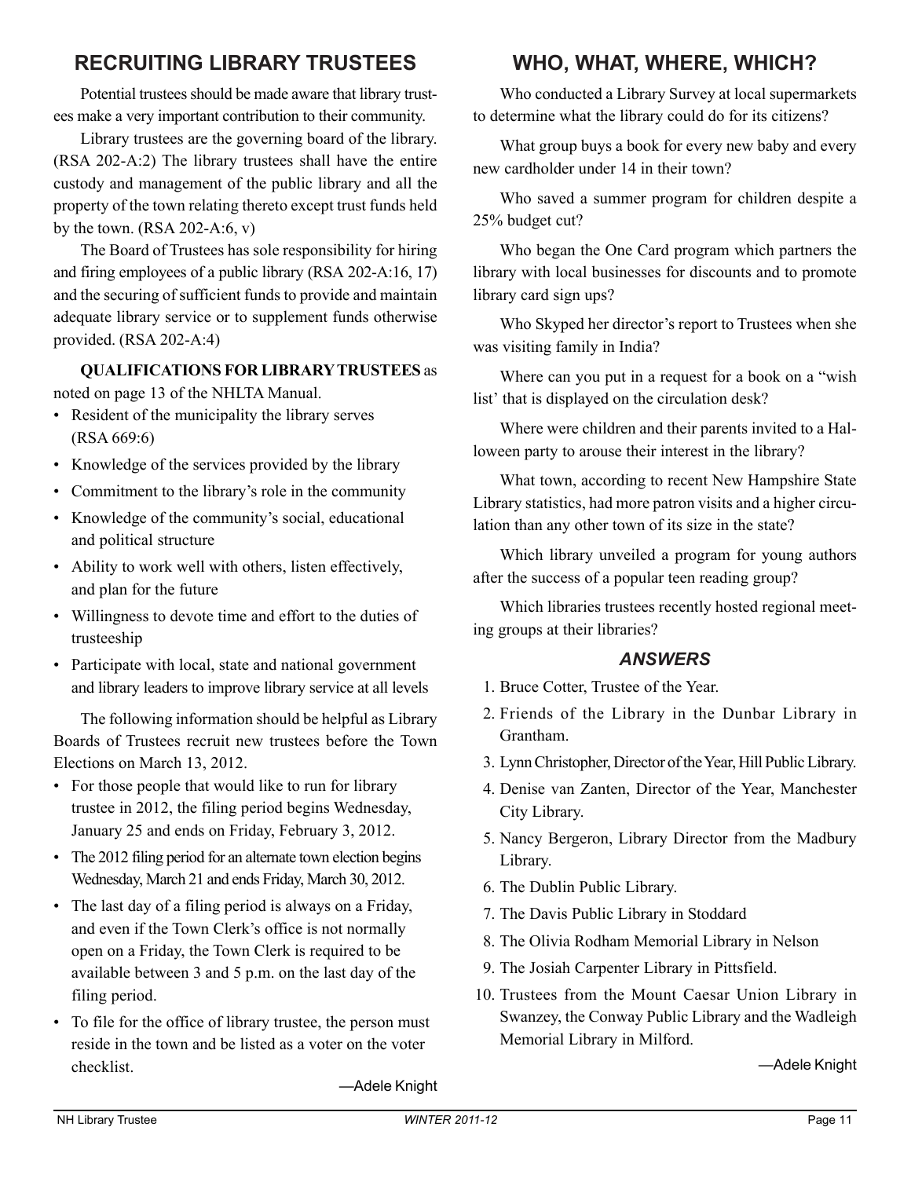## RECRUITING LIBRARY TRUSTEES

Potential trustees should be made aware that library trustees make a very important contribution to their community.

Library trustees are the governing board of the library. (RSA 202-A:2) The library trustees shall have the entire custody and management of the public library and all the property of the town relating thereto except trust funds held by the town. (RSA 202-A:6, v)

The Board of Trustees has sole responsibility for hiring and firing employees of a public library (RSA 202-A:16, 17) and the securing of sufficient funds to provide and maintain adequate library service or to supplement funds otherwise provided. (RSA 202-A:4)

**QUALIFICATIONS FOR LIBRARY TRUSTEES** as noted on page 13 of the NHLTA Manual.

- Resident of the municipality the library serves (RSA 669:6)
- Knowledge of the services provided by the library
- Commitment to the library's role in the community
- Knowledge of the community's social, educational and political structure
- Ability to work well with others, listen effectively, and plan for the future
- Willingness to devote time and effort to the duties of trusteeship
- Participate with local, state and national government and library leaders to improve library service at all levels

The following information should be helpful as Library Boards of Trustees recruit new trustees before the Town Elections on March 13, 2012.

- For those people that would like to run for library trustee in 2012, the filing period begins Wednesday, January 25 and ends on Friday, February 3, 2012.
- The 2012 filing period for an alternate town election begins Wednesday, March 21 and ends Friday, March 30, 2012.
- The last day of a filing period is always on a Friday, and even if the Town Clerk's office is not normally open on a Friday, the Town Clerk is required to be available between 3 and 5 p.m. on the last day of the filing period.
- To file for the office of library trustee, the person must reside in the town and be listed as a voter on the voter checklist.

—Adele Knight

## WHO, WHAT, WHERE, WHICH?

Who conducted a Library Survey at local supermarkets to determine what the library could do for its citizens?

What group buys a book for every new baby and every new cardholder under 14 in their town?

Who saved a summer program for children despite a 25% budget cut?

Who began the One Card program which partners the library with local businesses for discounts and to promote library card sign ups?

Who Skyped her director's report to Trustees when she was visiting family in India?

Where can you put in a request for a book on a "wish list' that is displayed on the circulation desk?

Where were children and their parents invited to a Halloween party to arouse their interest in the library?

What town, according to recent New Hampshire State Library statistics, had more patron visits and a higher circulation than any other town of its size in the state?

Which library unveiled a program for young authors after the success of a popular teen reading group?

Which libraries trustees recently hosted regional meeting groups at their libraries?

### *ANSWERS*

1. Bruce Cotter, Trustee of the Year.
2. Friends of the Library in the Dunbar Library in Grantham.
3. Lynn Christopher, Director of the Year, Hill Public Library.
4. Denise van Zanten, Director of the Year, Manchester City Library.
5. Nancy Bergeron, Library Director from the Madbury Library.
6. The Dublin Public Library.
7. The Davis Public Library in Stoddard
8. The Olivia Rodham Memorial Library in Nelson
9. The Josiah Carpenter Library in Pittsfield.
10. Trustees from the Mount Caesar Union Library in Swanzey, the Conway Public Library and the Wadleigh Memorial Library in Milford.

—Adele Knight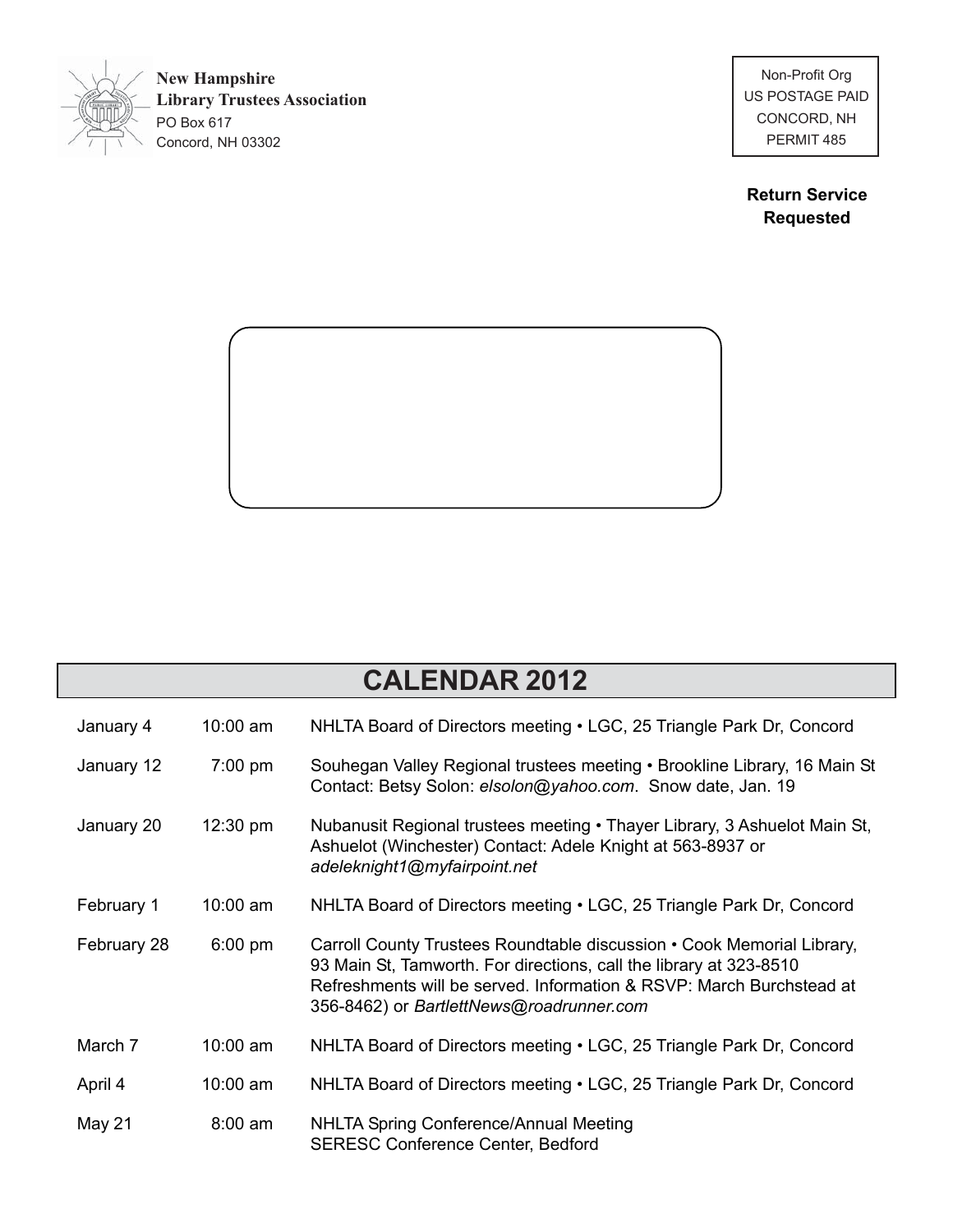**New Hampshire**
**Library Trustees Association**
PO Box 617
Concord, NH 03302

Non-Profit Org
US POSTAGE PAID
CONCORD, NH
PERMIT 485

**Return Service Requested**

# CALENDAR 2012

| | | |
|---|---|---|
| January 4 | 10:00 am | NHLTA Board of Directors meeting • LGC, 25 Triangle Park Dr, Concord |
| January 12 | 7:00 pm | Souhegan Valley Regional trustees meeting • Brookline Library, 16 Main St Contact: Betsy Solon: *elsolon@yahoo.com*. Snow date, Jan. 19 |
| January 20 | 12:30 pm | Nubanusit Regional trustees meeting • Thayer Library, 3 Ashuelot Main St, Ashuelot (Winchester) Contact: Adele Knight at 563-8937 or *adeleknight1@myfairpoint.net* |
| February 1 | 10:00 am | NHLTA Board of Directors meeting • LGC, 25 Triangle Park Dr, Concord |
| February 28 | 6:00 pm | Carroll County Trustees Roundtable discussion • Cook Memorial Library, 93 Main St, Tamworth. For directions, call the library at 323-8510 Refreshments will be served. Information & RSVP: March Burchstead at 356-8462) or *BartlettNews@roadrunner.com* |
| March 7 | 10:00 am | NHLTA Board of Directors meeting • LGC, 25 Triangle Park Dr, Concord |
| April 4 | 10:00 am | NHLTA Board of Directors meeting • LGC, 25 Triangle Park Dr, Concord |
| May 21 | 8:00 am | NHLTA Spring Conference/Annual Meeting SERESC Conference Center, Bedford |